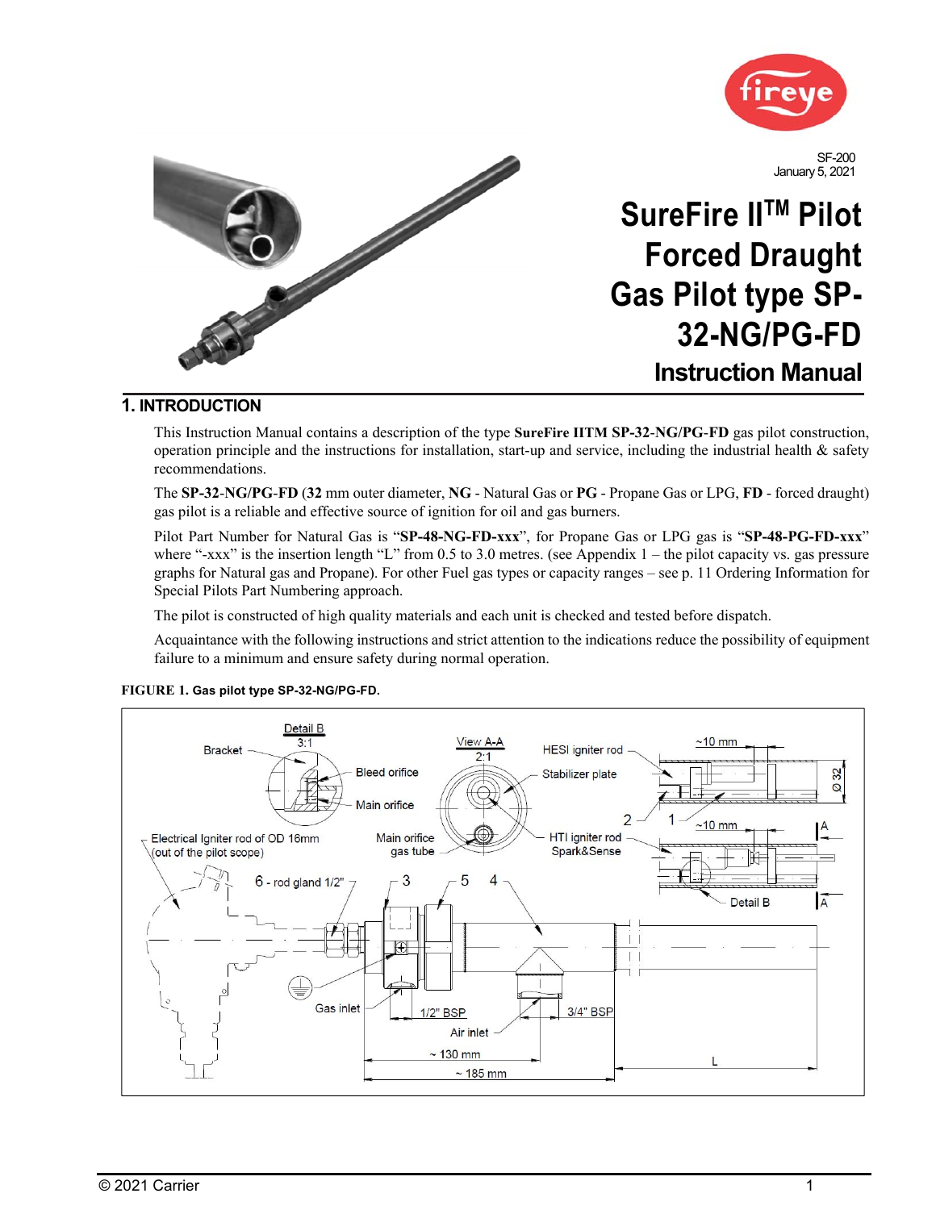SF-200
January 5, 2021

# SureFire II™ Pilot Forced Draught Gas Pilot type SP-32-NG/PG-FD

## Instruction Manual

## 1. INTRODUCTION

This Instruction Manual contains a description of the type **SureFire IITM SP-32-NG/PG-FD** gas pilot construction, operation principle and the instructions for installation, start-up and service, including the industrial health & safety recommendations.

The **SP-32-NG/PG-FD** (**32** mm outer diameter, **NG** - Natural Gas or **PG** - Propane Gas or LPG, **FD** - forced draught) gas pilot is a reliable and effective source of ignition for oil and gas burners.

Pilot Part Number for Natural Gas is "**SP-48-NG-FD-xxx**", for Propane Gas or LPG gas is "**SP-48-PG-FD-xxx**" where "-xxx" is the insertion length "L" from 0.5 to 3.0 metres. (see Appendix 1 – the pilot capacity vs. gas pressure graphs for Natural gas and Propane). For other Fuel gas types or capacity ranges – see p. 11 Ordering Information for Special Pilots Part Numbering approach.

The pilot is constructed of high quality materials and each unit is checked and tested before dispatch.

Acquaintance with the following instructions and strict attention to the indications reduce the possibility of equipment failure to a minimum and ensure safety during normal operation.

**FIGURE 1. Gas pilot type SP-32-NG/PG-FD.**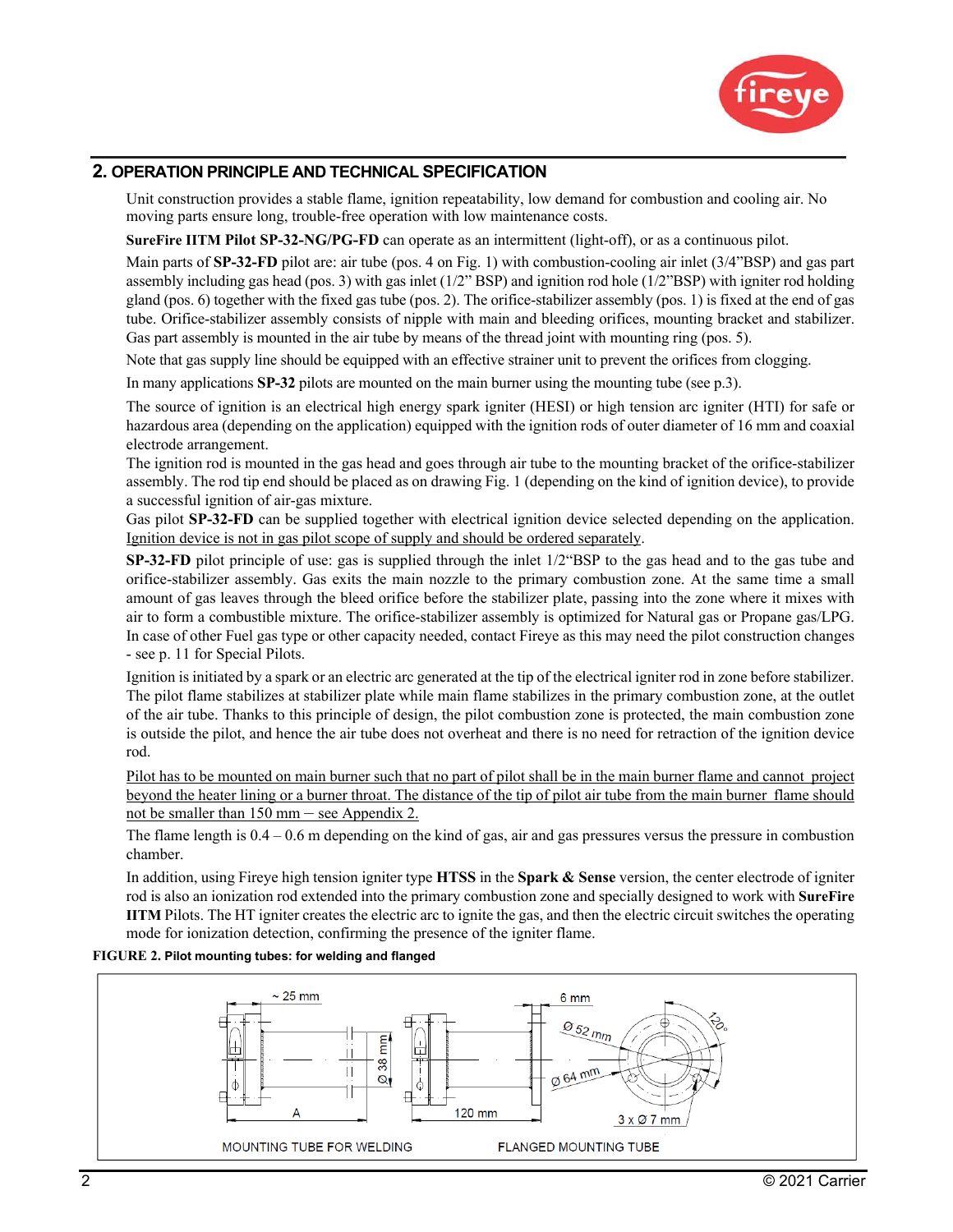## 2. OPERATION PRINCIPLE AND TECHNICAL SPECIFICATION

Unit construction provides a stable flame, ignition repeatability, low demand for combustion and cooling air. No moving parts ensure long, trouble-free operation with low maintenance costs.

**SureFire IITM Pilot SP-32-NG/PG-FD** can operate as an intermittent (light-off), or as a continuous pilot.

Main parts of **SP-32-FD** pilot are: air tube (pos. 4 on Fig. 1) with combustion-cooling air inlet (3/4"BSP) and gas part assembly including gas head (pos. 3) with gas inlet (1/2" BSP) and ignition rod hole (1/2"BSP) with igniter rod holding gland (pos. 6) together with the fixed gas tube (pos. 2). The orifice-stabilizer assembly (pos. 1) is fixed at the end of gas tube. Orifice-stabilizer assembly consists of nipple with main and bleeding orifices, mounting bracket and stabilizer. Gas part assembly is mounted in the air tube by means of the thread joint with mounting ring (pos. 5).

Note that gas supply line should be equipped with an effective strainer unit to prevent the orifices from clogging.

In many applications **SP-32** pilots are mounted on the main burner using the mounting tube (see p.3).

The source of ignition is an electrical high energy spark igniter (HESI) or high tension arc igniter (HTI) for safe or hazardous area (depending on the application) equipped with the ignition rods of outer diameter of 16 mm and coaxial electrode arrangement.

The ignition rod is mounted in the gas head and goes through air tube to the mounting bracket of the orifice-stabilizer assembly. The rod tip end should be placed as on drawing Fig. 1 (depending on the kind of ignition device), to provide a successful ignition of air-gas mixture.

Gas pilot **SP-32-FD** can be supplied together with electrical ignition device selected depending on the application. Ignition device is not in gas pilot scope of supply and should be ordered separately.

**SP-32-FD** pilot principle of use: gas is supplied through the inlet 1/2"BSP to the gas head and to the gas tube and orifice-stabilizer assembly. Gas exits the main nozzle to the primary combustion zone. At the same time a small amount of gas leaves through the bleed orifice before the stabilizer plate, passing into the zone where it mixes with air to form a combustible mixture. The orifice-stabilizer assembly is optimized for Natural gas or Propane gas/LPG. In case of other Fuel gas type or other capacity needed, contact Fireye as this may need the pilot construction changes - see p. 11 for Special Pilots.

Ignition is initiated by a spark or an electric arc generated at the tip of the electrical igniter rod in zone before stabilizer. The pilot flame stabilizes at stabilizer plate while main flame stabilizes in the primary combustion zone, at the outlet of the air tube. Thanks to this principle of design, the pilot combustion zone is protected, the main combustion zone is outside the pilot, and hence the air tube does not overheat and there is no need for retraction of the ignition device rod.

Pilot has to be mounted on main burner such that no part of pilot shall be in the main burner flame and cannot project beyond the heater lining or a burner throat. The distance of the tip of pilot air tube from the main burner flame should not be smaller than 150 mm – see Appendix 2.

The flame length is 0.4 – 0.6 m depending on the kind of gas, air and gas pressures versus the pressure in combustion chamber.

In addition, using Fireye high tension igniter type **HTSS** in the **Spark & Sense** version, the center electrode of igniter rod is also an ionization rod extended into the primary combustion zone and specially designed to work with **SureFire IITM** Pilots. The HT igniter creates the electric arc to ignite the gas, and then the electric circuit switches the operating mode for ionization detection, confirming the presence of the igniter flame.

**FIGURE 2. Pilot mounting tubes: for welding and flanged**

~ 25 mm, Ø 38 mm, A — MOUNTING TUBE FOR WELDING

6 mm, Ø 52 mm, Ø 64 mm, 120°, 120 mm, 3 x Ø 7 mm — FLANGED MOUNTING TUBE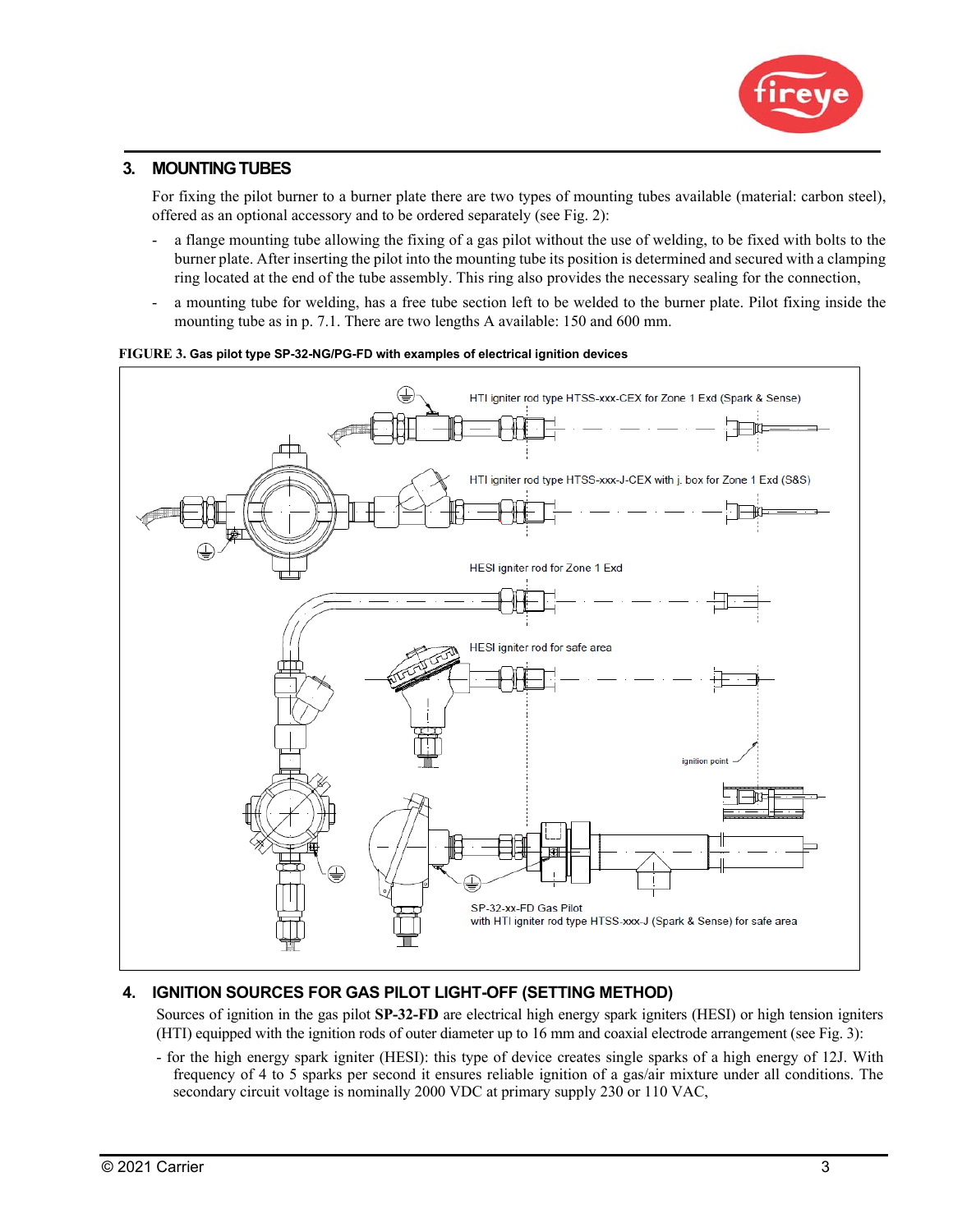## 3. MOUNTING TUBES

For fixing the pilot burner to a burner plate there are two types of mounting tubes available (material: carbon steel), offered as an optional accessory and to be ordered separately (see Fig. 2):

- a flange mounting tube allowing the fixing of a gas pilot without the use of welding, to be fixed with bolts to the burner plate. After inserting the pilot into the mounting tube its position is determined and secured with a clamping ring located at the end of the tube assembly. This ring also provides the necessary sealing for the connection,
- a mounting tube for welding, has a free tube section left to be welded to the burner plate. Pilot fixing inside the mounting tube as in p. 7.1. There are two lengths A available: 150 and 600 mm.

**FIGURE 3. Gas pilot type SP-32-NG/PG-FD with examples of electrical ignition devices**

HTI igniter rod type HTSS-xxx-CEX for Zone 1 Exd (Spark & Sense)

HTI igniter rod type HTSS-xxx-J-CEX with j. box for Zone 1 Exd (S&S)

HESI igniter rod for Zone 1 Exd

HESI igniter rod for safe area

ignition point

SP-32-xx-FD Gas Pilot
with HTI igniter rod type HTSS-xxx-J (Spark & Sense) for safe area

## 4. IGNITION SOURCES FOR GAS PILOT LIGHT-OFF (SETTING METHOD)

Sources of ignition in the gas pilot **SP-32-FD** are electrical high energy spark igniters (HESI) or high tension igniters (HTI) equipped with the ignition rods of outer diameter up to 16 mm and coaxial electrode arrangement (see Fig. 3):

- for the high energy spark igniter (HESI): this type of device creates single sparks of a high energy of 12J. With frequency of 4 to 5 sparks per second it ensures reliable ignition of a gas/air mixture under all conditions. The secondary circuit voltage is nominally 2000 VDC at primary supply 230 or 110 VAC,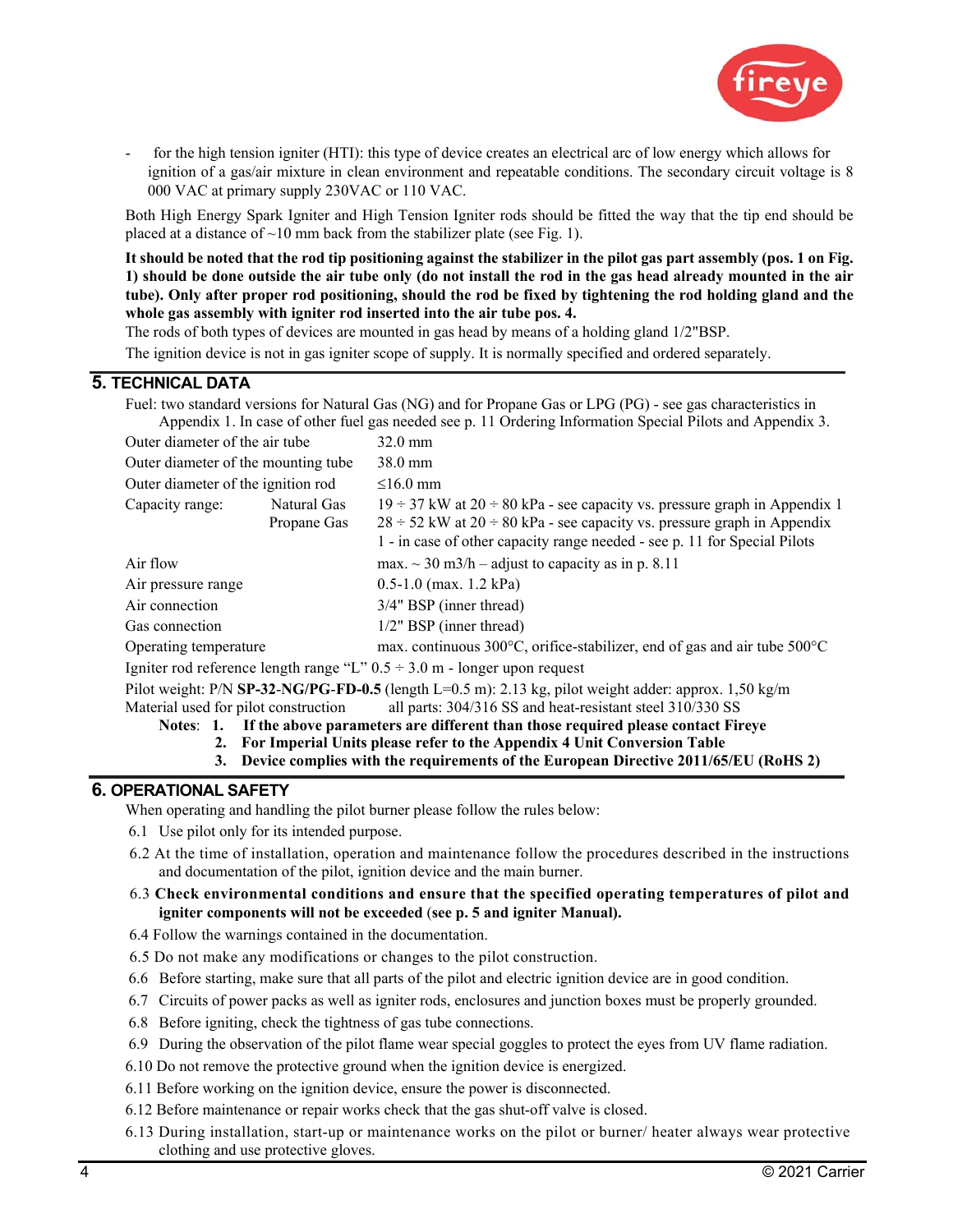- for the high tension igniter (HTI): this type of device creates an electrical arc of low energy which allows for ignition of a gas/air mixture in clean environment and repeatable conditions. The secondary circuit voltage is 8 000 VAC at primary supply 230VAC or 110 VAC.

Both High Energy Spark Igniter and High Tension Igniter rods should be fitted the way that the tip end should be placed at a distance of ~10 mm back from the stabilizer plate (see Fig. 1).

**It should be noted that the rod tip positioning against the stabilizer in the pilot gas part assembly (pos. 1 on Fig. 1) should be done outside the air tube only (do not install the rod in the gas head already mounted in the air tube). Only after proper rod positioning, should the rod be fixed by tightening the rod holding gland and the whole gas assembly with igniter rod inserted into the air tube pos. 4.**

The rods of both types of devices are mounted in gas head by means of a holding gland 1/2"BSP.

The ignition device is not in gas igniter scope of supply. It is normally specified and ordered separately.

## 5. TECHNICAL DATA

Fuel: two standard versions for Natural Gas (NG) and for Propane Gas or LPG (PG) - see gas characteristics in Appendix 1. In case of other fuel gas needed see p. 11 Ordering Information Special Pilots and Appendix 3.

| | | |
|---|---|---|
| Outer diameter of the air tube | | 32.0 mm |
| Outer diameter of the mounting tube | | 38.0 mm |
| Outer diameter of the ignition rod | | ≤16.0 mm |
| Capacity range: | Natural Gas | 19 ÷ 37 kW at 20 ÷ 80 kPa - see capacity vs. pressure graph in Appendix 1 |
| | Propane Gas | 28 ÷ 52 kW at 20 ÷ 80 kPa - see capacity vs. pressure graph in Appendix 1 - in case of other capacity range needed - see p. 11 for Special Pilots |
| Air flow | | max. ~ 30 m3/h – adjust to capacity as in p. 8.11 |
| Air pressure range | | 0.5-1.0 (max. 1.2 kPa) |
| Air connection | | 3/4" BSP (inner thread) |
| Gas connection | | 1/2" BSP (inner thread) |
| Operating temperature | | max. continuous 300°C, orifice-stabilizer, end of gas and air tube 500°C |

Igniter rod reference length range "L" 0.5 ÷ 3.0 m - longer upon request

Pilot weight: P/N **SP-32-NG/PG-FD-0.5** (length L=0.5 m): 2.13 kg, pilot weight adder: approx. 1,50 kg/m

Material used for pilot construction all parts: 304/316 SS and heat-resistant steel 310/330 SS

**Notes**: **1. If the above parameters are different than those required please contact Fireye**
**2. For Imperial Units please refer to the Appendix 4 Unit Conversion Table**
**3. Device complies with the requirements of the European Directive 2011/65/EU (RoHS 2)**

## 6. OPERATIONAL SAFETY

When operating and handling the pilot burner please follow the rules below:

6.1 Use pilot only for its intended purpose.

6.2 At the time of installation, operation and maintenance follow the procedures described in the instructions and documentation of the pilot, ignition device and the main burner.

6.3 **Check environmental conditions and ensure that the specified operating temperatures of pilot and igniter components will not be exceeded** (**see p. 5 and igniter Manual).**

6.4 Follow the warnings contained in the documentation.

6.5 Do not make any modifications or changes to the pilot construction.

6.6 Before starting, make sure that all parts of the pilot and electric ignition device are in good condition.

6.7 Circuits of power packs as well as igniter rods, enclosures and junction boxes must be properly grounded.

6.8 Before igniting, check the tightness of gas tube connections.

6.9 During the observation of the pilot flame wear special goggles to protect the eyes from UV flame radiation.

6.10 Do not remove the protective ground when the ignition device is energized.

6.11 Before working on the ignition device, ensure the power is disconnected.

6.12 Before maintenance or repair works check that the gas shut-off valve is closed.

6.13 During installation, start-up or maintenance works on the pilot or burner/ heater always wear protective clothing and use protective gloves.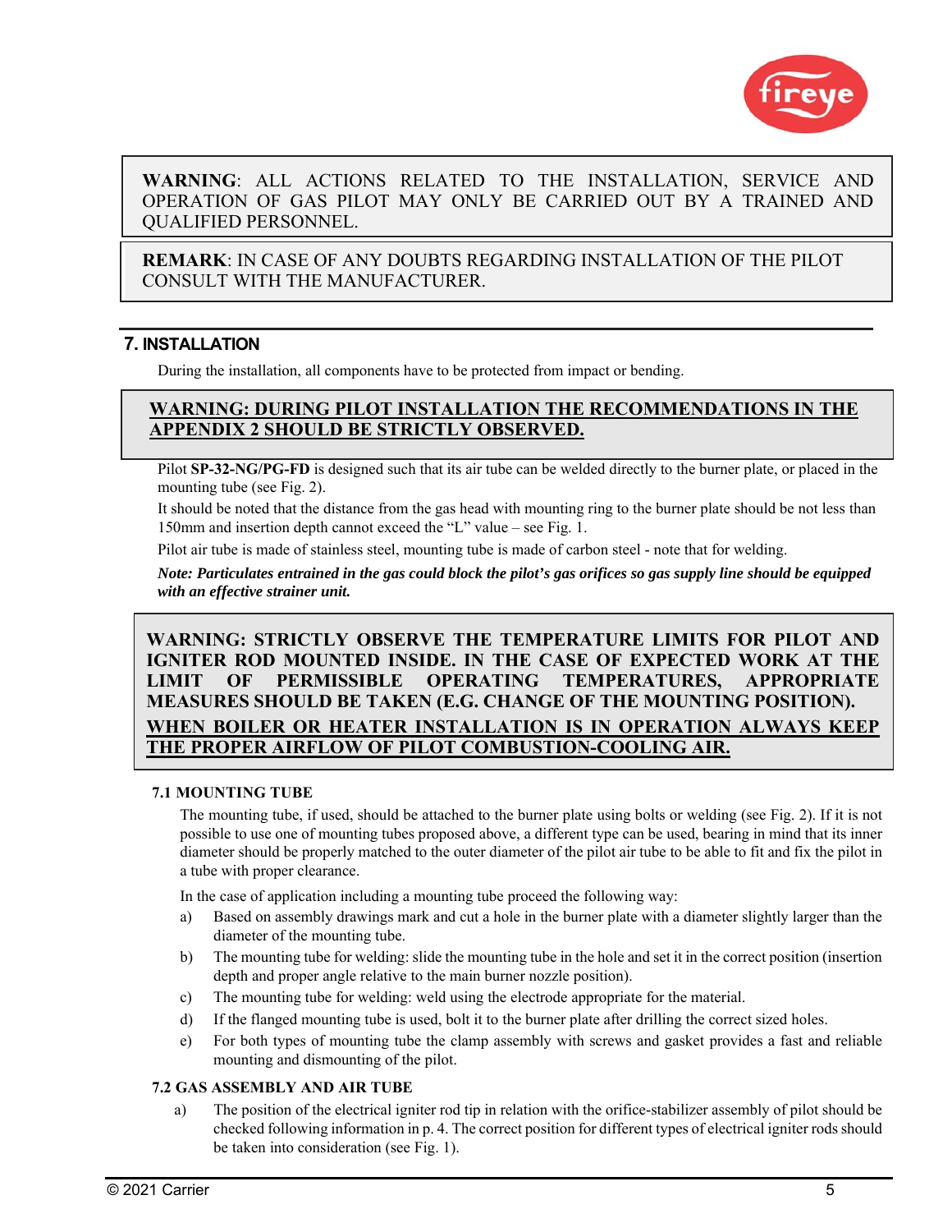**WARNING**: ALL ACTIONS RELATED TO THE INSTALLATION, SERVICE AND OPERATION OF GAS PILOT MAY ONLY BE CARRIED OUT BY A TRAINED AND QUALIFIED PERSONNEL.

**REMARK**: IN CASE OF ANY DOUBTS REGARDING INSTALLATION OF THE PILOT CONSULT WITH THE MANUFACTURER.

## 7. INSTALLATION

During the installation, all components have to be protected from impact or bending.

**<u>WARNING: DURING PILOT INSTALLATION THE RECOMMENDATIONS IN THE APPENDIX 2 SHOULD BE STRICTLY OBSERVED.</u>**

Pilot **SP-32-NG/PG-FD** is designed such that its air tube can be welded directly to the burner plate, or placed in the mounting tube (see Fig. 2).

It should be noted that the distance from the gas head with mounting ring to the burner plate should be not less than 150mm and insertion depth cannot exceed the "L" value – see Fig. 1.

Pilot air tube is made of stainless steel, mounting tube is made of carbon steel - note that for welding.

***Note: Particulates entrained in the gas could block the pilot's gas orifices so gas supply line should be equipped with an effective strainer unit.***

**WARNING: STRICTLY OBSERVE THE TEMPERATURE LIMITS FOR PILOT AND IGNITER ROD MOUNTED INSIDE. IN THE CASE OF EXPECTED WORK AT THE LIMIT OF PERMISSIBLE OPERATING TEMPERATURES, APPROPRIATE MEASURES SHOULD BE TAKEN (E.G. CHANGE OF THE MOUNTING POSITION).**

**<u>WHEN BOILER OR HEATER INSTALLATION IS IN OPERATION ALWAYS KEEP THE PROPER AIRFLOW OF PILOT COMBUSTION-COOLING AIR.</u>**

### 7.1 MOUNTING TUBE

The mounting tube, if used, should be attached to the burner plate using bolts or welding (see Fig. 2). If it is not possible to use one of mounting tubes proposed above, a different type can be used, bearing in mind that its inner diameter should be properly matched to the outer diameter of the pilot air tube to be able to fit and fix the pilot in a tube with proper clearance.

In the case of application including a mounting tube proceed the following way:

a) Based on assembly drawings mark and cut a hole in the burner plate with a diameter slightly larger than the diameter of the mounting tube.
b) The mounting tube for welding: slide the mounting tube in the hole and set it in the correct position (insertion depth and proper angle relative to the main burner nozzle position).
c) The mounting tube for welding: weld using the electrode appropriate for the material.
d) If the flanged mounting tube is used, bolt it to the burner plate after drilling the correct sized holes.
e) For both types of mounting tube the clamp assembly with screws and gasket provides a fast and reliable mounting and dismounting of the pilot.

### 7.2 GAS ASSEMBLY AND AIR TUBE

a) The position of the electrical igniter rod tip in relation with the orifice-stabilizer assembly of pilot should be checked following information in p. 4. The correct position for different types of electrical igniter rods should be taken into consideration (see Fig. 1).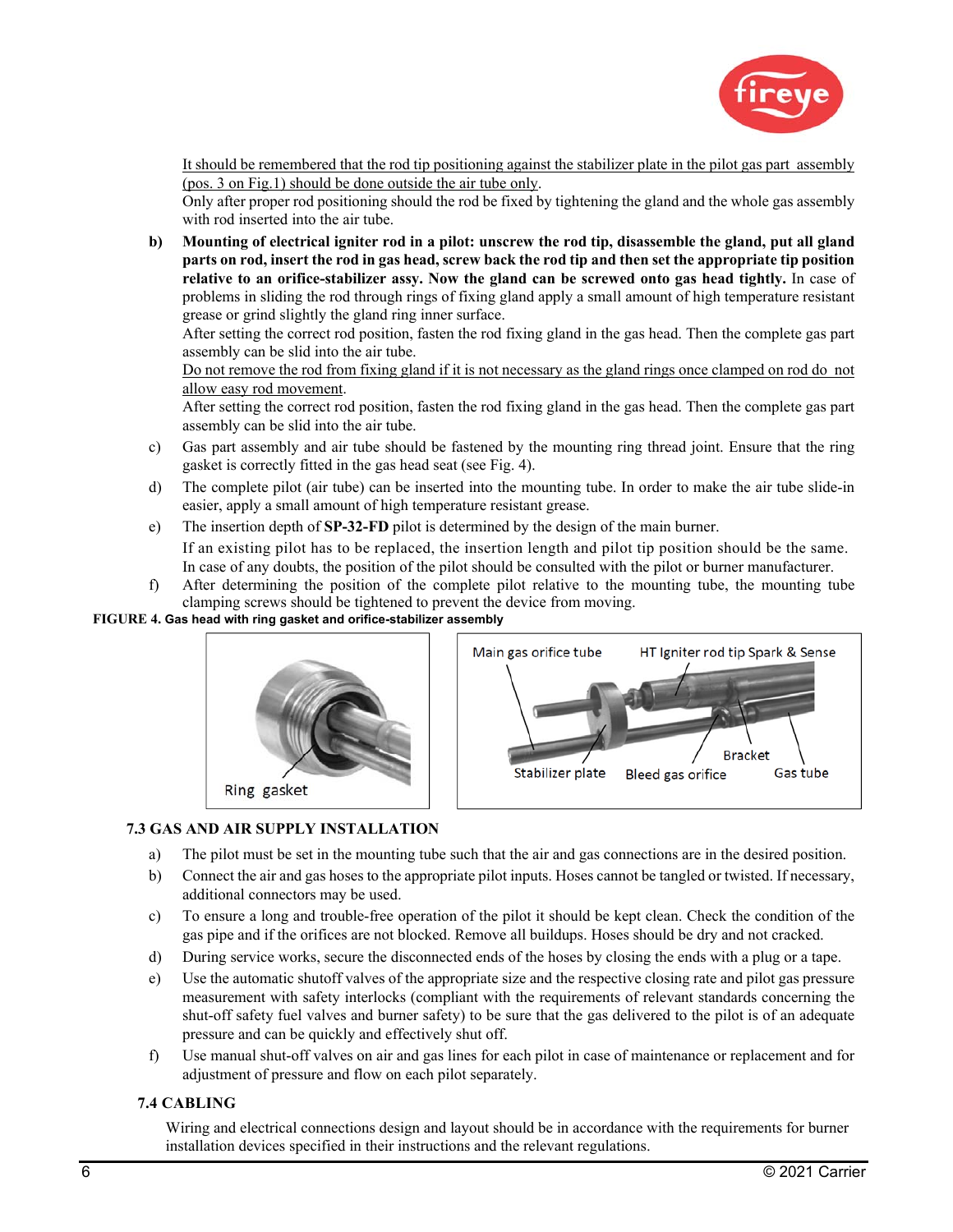<u>It should be remembered that the rod tip positioning against the stabilizer plate in the pilot gas part assembly (pos. 3 on Fig.1) should be done outside the air tube only</u>.
Only after proper rod positioning should the rod be fixed by tightening the gland and the whole gas assembly with rod inserted into the air tube.

b) **Mounting of electrical igniter rod in a pilot: unscrew the rod tip, disassemble the gland, put all gland parts on rod, insert the rod in gas head, screw back the rod tip and then set the appropriate tip position relative to an orifice-stabilizer assy. Now the gland can be screwed onto gas head tightly.** In case of problems in sliding the rod through rings of fixing gland apply a small amount of high temperature resistant grease or grind slightly the gland ring inner surface.
After setting the correct rod position, fasten the rod fixing gland in the gas head. Then the complete gas part assembly can be slid into the air tube.
<u>Do not remove the rod from fixing gland if it is not necessary as the gland rings once clamped on rod do not allow easy rod movement</u>.
After setting the correct rod position, fasten the rod fixing gland in the gas head. Then the complete gas part assembly can be slid into the air tube.

c) Gas part assembly and air tube should be fastened by the mounting ring thread joint. Ensure that the ring gasket is correctly fitted in the gas head seat (see Fig. 4).

d) The complete pilot (air tube) can be inserted into the mounting tube. In order to make the air tube slide-in easier, apply a small amount of high temperature resistant grease.

e) The insertion depth of **SP-32-FD** pilot is determined by the design of the main burner.
If an existing pilot has to be replaced, the insertion length and pilot tip position should be the same. In case of any doubts, the position of the pilot should be consulted with the pilot or burner manufacturer.

f) After determining the position of the complete pilot relative to the mounting tube, the mounting tube clamping screws should be tightened to prevent the device from moving.

**FIGURE 4. Gas head with ring gasket and orifice-stabilizer assembly**

Ring gasket

Main gas orifice tube, HT Igniter rod tip Spark & Sense, Stabilizer plate, Bleed gas orifice, Bracket, Gas tube

### 7.3 GAS AND AIR SUPPLY INSTALLATION

a) The pilot must be set in the mounting tube such that the air and gas connections are in the desired position.

b) Connect the air and gas hoses to the appropriate pilot inputs. Hoses cannot be tangled or twisted. If necessary, additional connectors may be used.

c) To ensure a long and trouble-free operation of the pilot it should be kept clean. Check the condition of the gas pipe and if the orifices are not blocked. Remove all buildups. Hoses should be dry and not cracked.

d) During service works, secure the disconnected ends of the hoses by closing the ends with a plug or a tape.

e) Use the automatic shutoff valves of the appropriate size and the respective closing rate and pilot gas pressure measurement with safety interlocks (compliant with the requirements of relevant standards concerning the shut-off safety fuel valves and burner safety) to be sure that the gas delivered to the pilot is of an adequate pressure and can be quickly and effectively shut off.

f) Use manual shut-off valves on air and gas lines for each pilot in case of maintenance or replacement and for adjustment of pressure and flow on each pilot separately.

### 7.4 CABLING

Wiring and electrical connections design and layout should be in accordance with the requirements for burner installation devices specified in their instructions and the relevant regulations.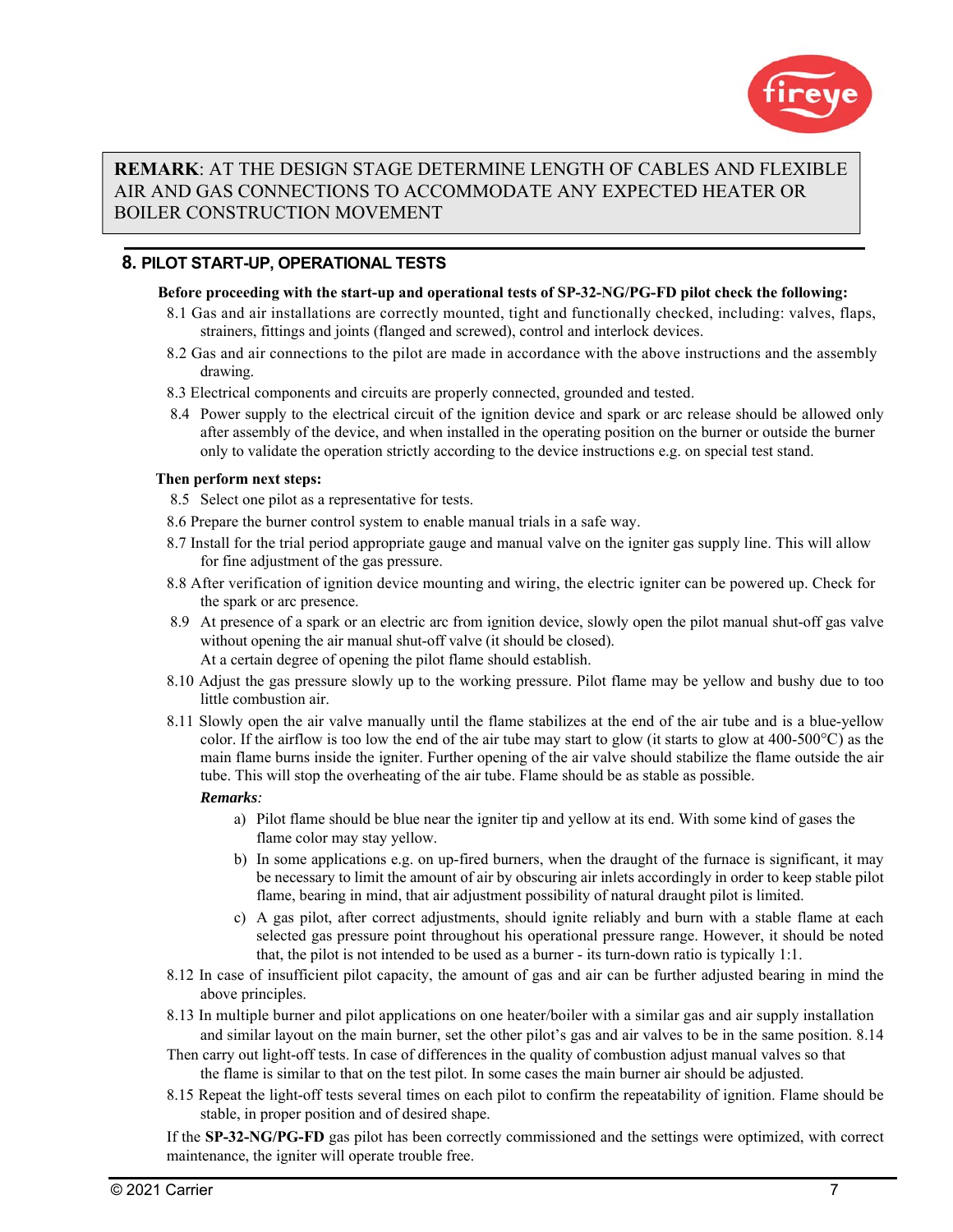**REMARK**: AT THE DESIGN STAGE DETERMINE LENGTH OF CABLES AND FLEXIBLE AIR AND GAS CONNECTIONS TO ACCOMMODATE ANY EXPECTED HEATER OR BOILER CONSTRUCTION MOVEMENT

## 8. PILOT START-UP, OPERATIONAL TESTS

**Before proceeding with the start-up and operational tests of SP-32-NG/PG-FD pilot check the following:**

8.1 Gas and air installations are correctly mounted, tight and functionally checked, including: valves, flaps, strainers, fittings and joints (flanged and screwed), control and interlock devices.

8.2 Gas and air connections to the pilot are made in accordance with the above instructions and the assembly drawing.

8.3 Electrical components and circuits are properly connected, grounded and tested.

8.4 Power supply to the electrical circuit of the ignition device and spark or arc release should be allowed only after assembly of the device, and when installed in the operating position on the burner or outside the burner only to validate the operation strictly according to the device instructions e.g. on special test stand.

**Then perform next steps:**

8.5 Select one pilot as a representative for tests.

8.6 Prepare the burner control system to enable manual trials in a safe way.

8.7 Install for the trial period appropriate gauge and manual valve on the igniter gas supply line. This will allow for fine adjustment of the gas pressure.

8.8 After verification of ignition device mounting and wiring, the electric igniter can be powered up. Check for the spark or arc presence.

8.9 At presence of a spark or an electric arc from ignition device, slowly open the pilot manual shut-off gas valve without opening the air manual shut-off valve (it should be closed).
At a certain degree of opening the pilot flame should establish.

8.10 Adjust the gas pressure slowly up to the working pressure. Pilot flame may be yellow and bushy due to too little combustion air.

8.11 Slowly open the air valve manually until the flame stabilizes at the end of the air tube and is a blue-yellow color. If the airflow is too low the end of the air tube may start to glow (it starts to glow at 400-500°C) as the main flame burns inside the igniter. Further opening of the air valve should stabilize the flame outside the air tube. This will stop the overheating of the air tube. Flame should be as stable as possible.

***Remarks**:*

a) Pilot flame should be blue near the igniter tip and yellow at its end. With some kind of gases the flame color may stay yellow.

b) In some applications e.g. on up-fired burners, when the draught of the furnace is significant, it may be necessary to limit the amount of air by obscuring air inlets accordingly in order to keep stable pilot flame, bearing in mind, that air adjustment possibility of natural draught pilot is limited.

c) A gas pilot, after correct adjustments, should ignite reliably and burn with a stable flame at each selected gas pressure point throughout his operational pressure range. However, it should be noted that, the pilot is not intended to be used as a burner - its turn-down ratio is typically 1:1.

8.12 In case of insufficient pilot capacity, the amount of gas and air can be further adjusted bearing in mind the above principles.

8.13 In multiple burner and pilot applications on one heater/boiler with a similar gas and air supply installation and similar layout on the main burner, set the other pilot's gas and air valves to be in the same position.

8.14 Then carry out light-off tests. In case of differences in the quality of combustion adjust manual valves so that the flame is similar to that on the test pilot. In some cases the main burner air should be adjusted.

8.15 Repeat the light-off tests several times on each pilot to confirm the repeatability of ignition. Flame should be stable, in proper position and of desired shape.

If the **SP-32-NG/PG-FD** gas pilot has been correctly commissioned and the settings were optimized, with correct maintenance, the igniter will operate trouble free.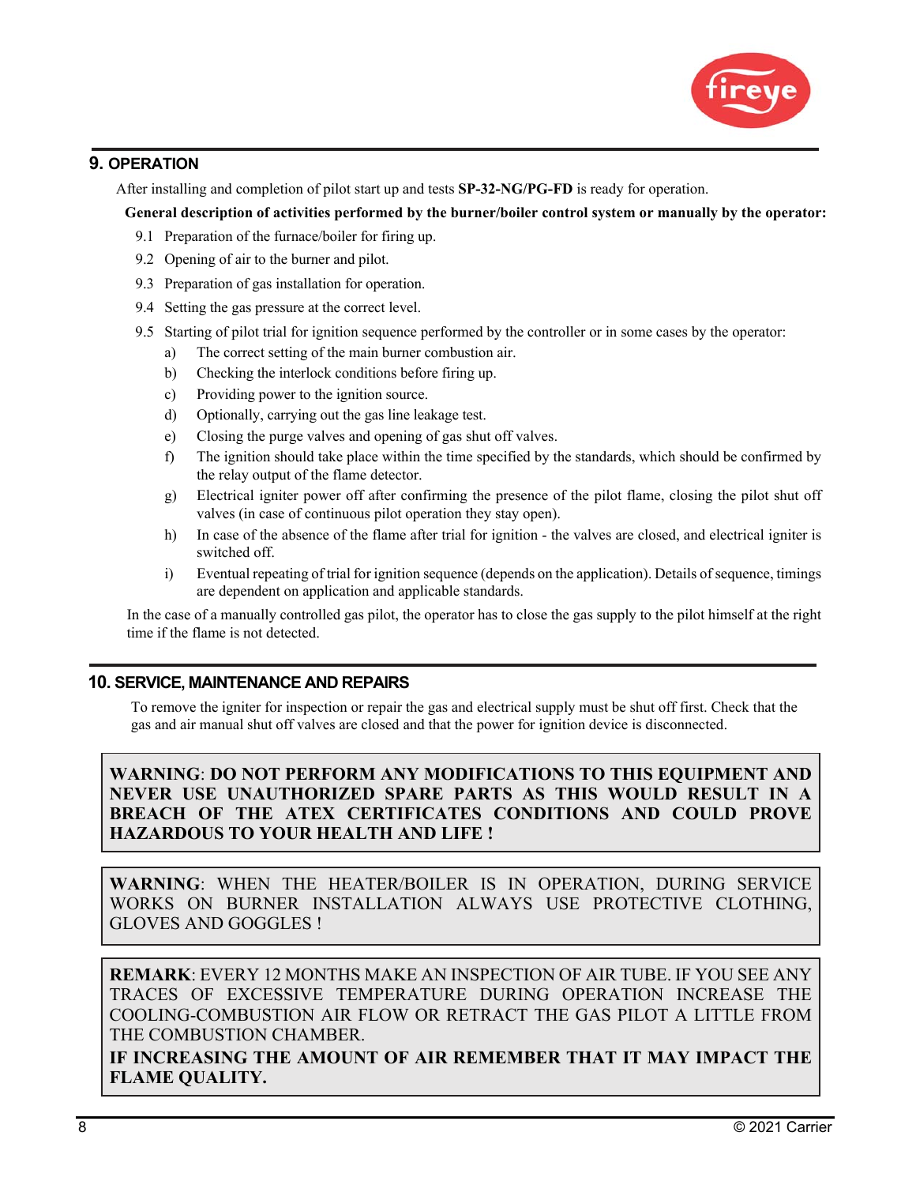## 9. OPERATION

After installing and completion of pilot start up and tests **SP-32-NG/PG-FD** is ready for operation.

**General description of activities performed by the burner/boiler control system or manually by the operator:**

9.1 Preparation of the furnace/boiler for firing up.

9.2 Opening of air to the burner and pilot.

9.3 Preparation of gas installation for operation.

9.4 Setting the gas pressure at the correct level.

9.5 Starting of pilot trial for ignition sequence performed by the controller or in some cases by the operator:

a) The correct setting of the main burner combustion air.

b) Checking the interlock conditions before firing up.

c) Providing power to the ignition source.

d) Optionally, carrying out the gas line leakage test.

e) Closing the purge valves and opening of gas shut off valves.

f) The ignition should take place within the time specified by the standards, which should be confirmed by the relay output of the flame detector.

g) Electrical igniter power off after confirming the presence of the pilot flame, closing the pilot shut off valves (in case of continuous pilot operation they stay open).

h) In case of the absence of the flame after trial for ignition - the valves are closed, and electrical igniter is switched off.

i) Eventual repeating of trial for ignition sequence (depends on the application). Details of sequence, timings are dependent on application and applicable standards.

In the case of a manually controlled gas pilot, the operator has to close the gas supply to the pilot himself at the right time if the flame is not detected.

## 10. SERVICE, MAINTENANCE AND REPAIRS

To remove the igniter for inspection or repair the gas and electrical supply must be shut off first. Check that the gas and air manual shut off valves are closed and that the power for ignition device is disconnected.

> **WARNING**: **DO NOT PERFORM ANY MODIFICATIONS TO THIS EQUIPMENT AND NEVER USE UNAUTHORIZED SPARE PARTS AS THIS WOULD RESULT IN A BREACH OF THE ATEX CERTIFICATES CONDITIONS AND COULD PROVE HAZARDOUS TO YOUR HEALTH AND LIFE !**

> **WARNING**: WHEN THE HEATER/BOILER IS IN OPERATION, DURING SERVICE WORKS ON BURNER INSTALLATION ALWAYS USE PROTECTIVE CLOTHING, GLOVES AND GOGGLES !

> **REMARK**: EVERY 12 MONTHS MAKE AN INSPECTION OF AIR TUBE. IF YOU SEE ANY TRACES OF EXCESSIVE TEMPERATURE DURING OPERATION INCREASE THE COOLING-COMBUSTION AIR FLOW OR RETRACT THE GAS PILOT A LITTLE FROM THE COMBUSTION CHAMBER.
>
> **IF INCREASING THE AMOUNT OF AIR REMEMBER THAT IT MAY IMPACT THE FLAME QUALITY.**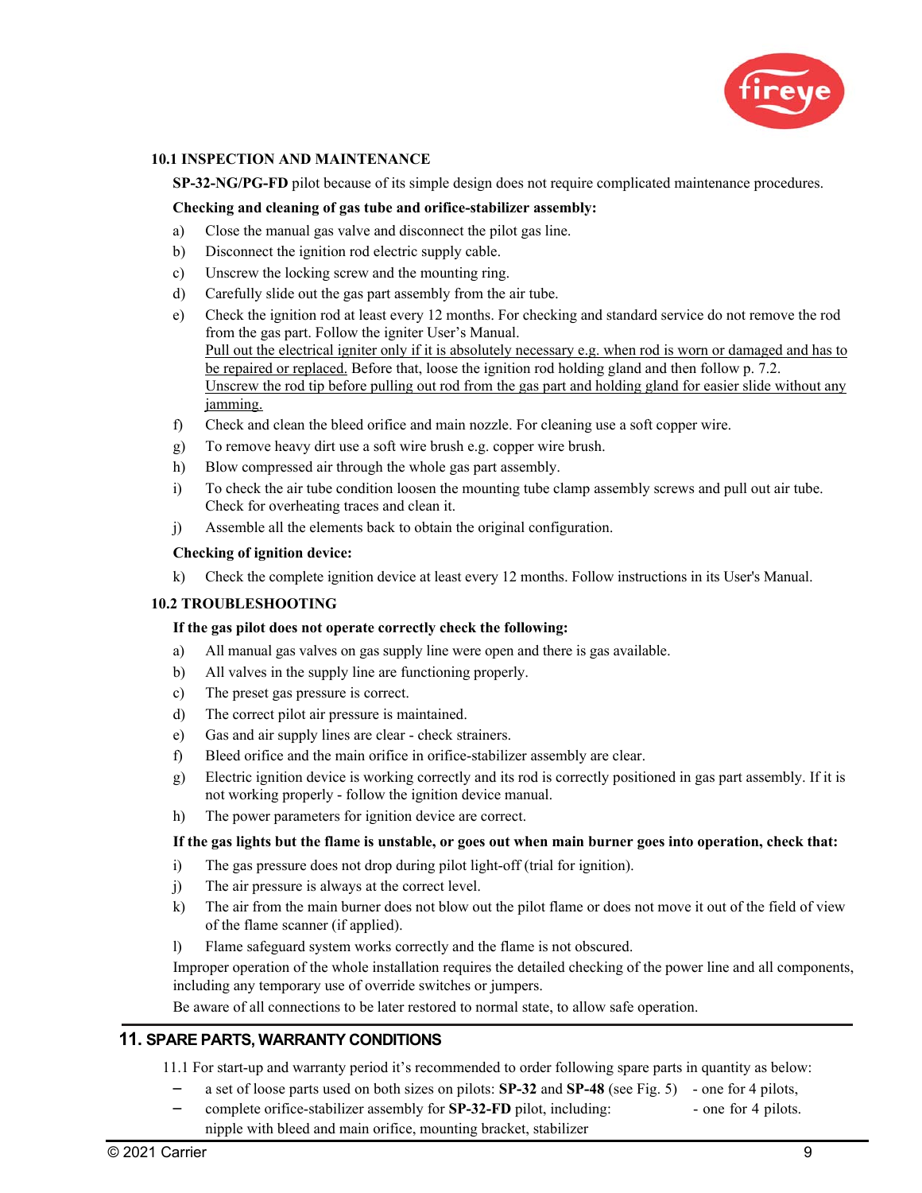### 10.1 INSPECTION AND MAINTENANCE

**SP-32-NG/PG-FD** pilot because of its simple design does not require complicated maintenance procedures.

**Checking and cleaning of gas tube and orifice-stabilizer assembly:**

a) Close the manual gas valve and disconnect the pilot gas line.

b) Disconnect the ignition rod electric supply cable.

c) Unscrew the locking screw and the mounting ring.

d) Carefully slide out the gas part assembly from the air tube.

e) Check the ignition rod at least every 12 months. For checking and standard service do not remove the rod from the gas part. Follow the igniter User's Manual.
Pull out the electrical igniter only if it is absolutely necessary e.g. when rod is worn or damaged and has to be repaired or replaced. Before that, loose the ignition rod holding gland and then follow p. 7.2.
Unscrew the rod tip before pulling out rod from the gas part and holding gland for easier slide without any jamming.

f) Check and clean the bleed orifice and main nozzle. For cleaning use a soft copper wire.

g) To remove heavy dirt use a soft wire brush e.g. copper wire brush.

h) Blow compressed air through the whole gas part assembly.

i) To check the air tube condition loosen the mounting tube clamp assembly screws and pull out air tube. Check for overheating traces and clean it.

j) Assemble all the elements back to obtain the original configuration.

**Checking of ignition device:**

k) Check the complete ignition device at least every 12 months. Follow instructions in its User's Manual.

### 10.2 TROUBLESHOOTING

**If the gas pilot does not operate correctly check the following:**

a) All manual gas valves on gas supply line were open and there is gas available.

b) All valves in the supply line are functioning properly.

c) The preset gas pressure is correct.

d) The correct pilot air pressure is maintained.

e) Gas and air supply lines are clear - check strainers.

f) Bleed orifice and the main orifice in orifice-stabilizer assembly are clear.

g) Electric ignition device is working correctly and its rod is correctly positioned in gas part assembly. If it is not working properly - follow the ignition device manual.

h) The power parameters for ignition device are correct.

**If the gas lights but the flame is unstable, or goes out when main burner goes into operation, check that:**

i) The gas pressure does not drop during pilot light-off (trial for ignition).

j) The air pressure is always at the correct level.

k) The air from the main burner does not blow out the pilot flame or does not move it out of the field of view of the flame scanner (if applied).

l) Flame safeguard system works correctly and the flame is not obscured.

Improper operation of the whole installation requires the detailed checking of the power line and all components, including any temporary use of override switches or jumpers.

Be aware of all connections to be later restored to normal state, to allow safe operation.

## 11. SPARE PARTS, WARRANTY CONDITIONS

11.1 For start-up and warranty period it's recommended to order following spare parts in quantity as below:

- a set of loose parts used on both sizes on pilots: **SP-32** and **SP-48** (see Fig. 5) - one for 4 pilots,
- complete orifice-stabilizer assembly for **SP-32-FD** pilot, including: nipple with bleed and main orifice, mounting bracket, stabilizer - one for 4 pilots.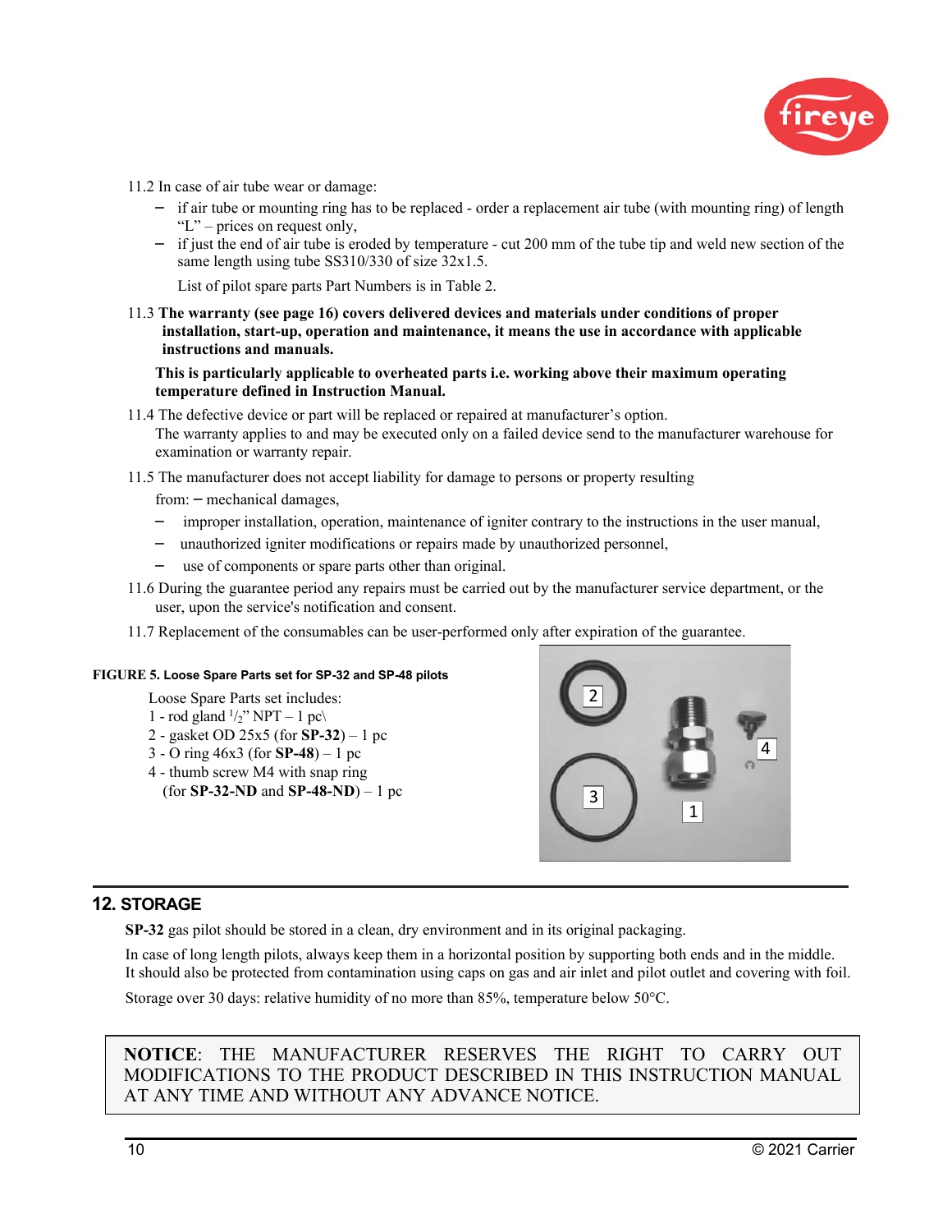11.2 In case of air tube wear or damage:

- if air tube or mounting ring has to be replaced - order a replacement air tube (with mounting ring) of length "L" – prices on request only,
- if just the end of air tube is eroded by temperature - cut 200 mm of the tube tip and weld new section of the same length using tube SS310/330 of size 32x1.5.

  List of pilot spare parts Part Numbers is in Table 2.

11.3 **The warranty (see page 16) covers delivered devices and materials under conditions of proper installation, start-up, operation and maintenance, it means the use in accordance with applicable instructions and manuals.**

**This is particularly applicable to overheated parts i.e. working above their maximum operating temperature defined in Instruction Manual.**

11.4 The defective device or part will be replaced or repaired at manufacturer's option.
The warranty applies to and may be executed only on a failed device send to the manufacturer warehouse for examination or warranty repair.

11.5 The manufacturer does not accept liability for damage to persons or property resulting from:

- mechanical damages,
- improper installation, operation, maintenance of igniter contrary to the instructions in the user manual,
- unauthorized igniter modifications or repairs made by unauthorized personnel,
- use of components or spare parts other than original.

11.6 During the guarantee period any repairs must be carried out by the manufacturer service department, or the user, upon the service's notification and consent.

11.7 Replacement of the consumables can be user-performed only after expiration of the guarantee.

**FIGURE 5. Loose Spare Parts set for SP-32 and SP-48 pilots**

Loose Spare Parts set includes:
1 - rod gland 1/2" NPT – 1 pc\
2 - gasket OD 25x5 (for **SP-32**) – 1 pc
3 - O ring 46x3 (for **SP-48**) – 1 pc
4 - thumb screw M4 with snap ring
(for **SP-32-ND** and **SP-48-ND**) – 1 pc

## 12. STORAGE

**SP-32** gas pilot should be stored in a clean, dry environment and in its original packaging.

In case of long length pilots, always keep them in a horizontal position by supporting both ends and in the middle. It should also be protected from contamination using caps on gas and air inlet and pilot outlet and covering with foil.

Storage over 30 days: relative humidity of no more than 85%, temperature below 50°C.

**NOTICE**: THE MANUFACTURER RESERVES THE RIGHT TO CARRY OUT MODIFICATIONS TO THE PRODUCT DESCRIBED IN THIS INSTRUCTION MANUAL AT ANY TIME AND WITHOUT ANY ADVANCE NOTICE.

© 2021 Carrier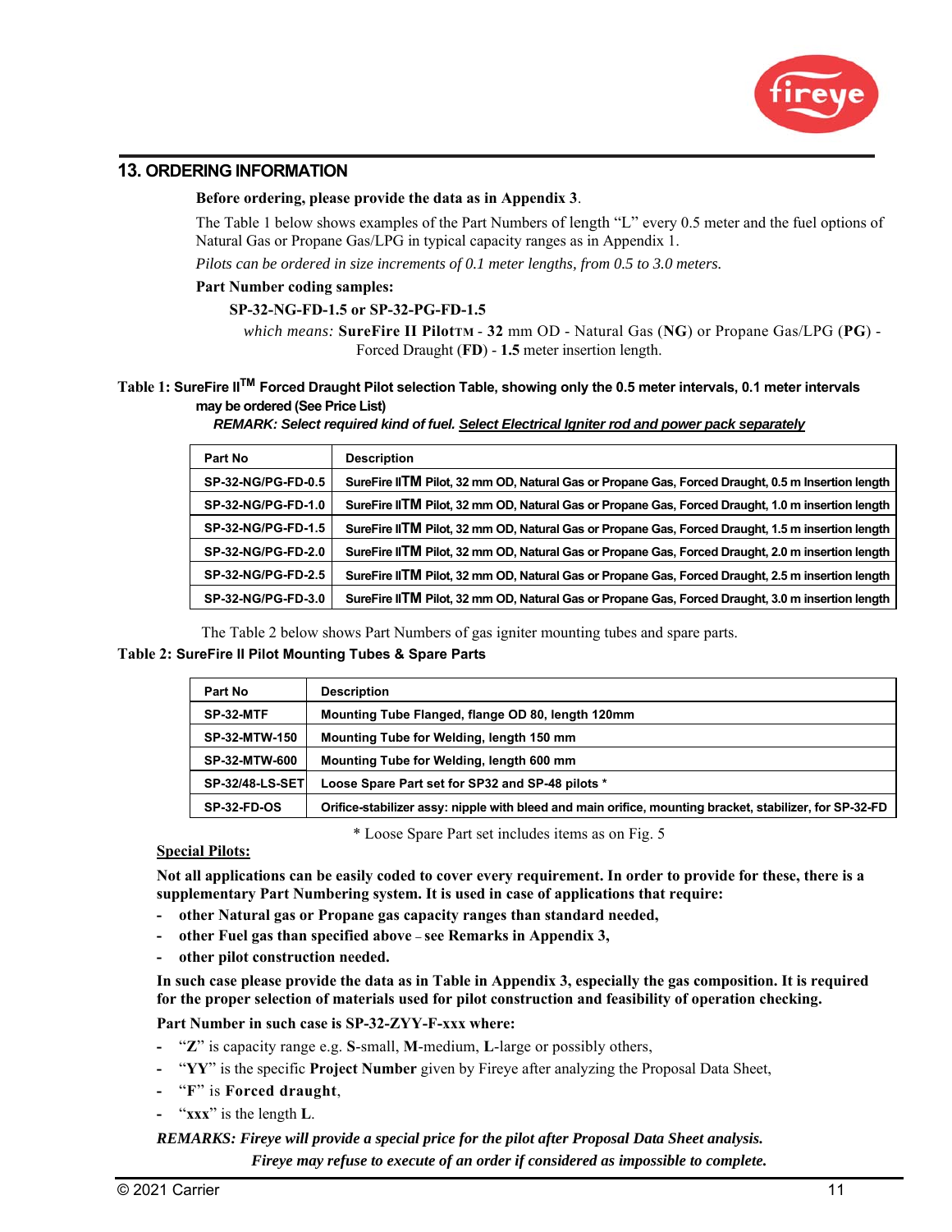## 13. ORDERING INFORMATION

**Before ordering, please provide the data as in Appendix 3**.

The Table 1 below shows examples of the Part Numbers of length “L” every 0.5 meter and the fuel options of Natural Gas or Propane Gas/LPG in typical capacity ranges as in Appendix 1.

*Pilots can be ordered in size increments of 0.1 meter lengths, from 0.5 to 3.0 meters.*

**Part Number coding samples:**

**SP-32-NG-FD-1.5 or SP-32-PG-FD-1.5**

*which means:* **SureFire II Pilot**TM - **32** mm OD - Natural Gas (**NG**) or Propane Gas/LPG (**PG**) - Forced Draught (**FD**) - **1.5** meter insertion length.

**Table 1: SureFire II**TM **Forced Draught Pilot selection Table, showing only the 0.5 meter intervals, 0.1 meter intervals may be ordered (See Price List)**

***REMARK: Select required kind of fuel. Select Electrical Igniter rod and power pack separately***

| Part No | Description |
|---|---|
| SP-32-NG/PG-FD-0.5 | SureFire IITM Pilot, 32 mm OD, Natural Gas or Propane Gas, Forced Draught, 0.5 m Insertion length |
| SP-32-NG/PG-FD-1.0 | SureFire IITM Pilot, 32 mm OD, Natural Gas or Propane Gas, Forced Draught, 1.0 m insertion length |
| SP-32-NG/PG-FD-1.5 | SureFire IITM Pilot, 32 mm OD, Natural Gas or Propane Gas, Forced Draught, 1.5 m insertion length |
| SP-32-NG/PG-FD-2.0 | SureFire IITM Pilot, 32 mm OD, Natural Gas or Propane Gas, Forced Draught, 2.0 m insertion length |
| SP-32-NG/PG-FD-2.5 | SureFire IITM Pilot, 32 mm OD, Natural Gas or Propane Gas, Forced Draught, 2.5 m insertion length |
| SP-32-NG/PG-FD-3.0 | SureFire IITM Pilot, 32 mm OD, Natural Gas or Propane Gas, Forced Draught, 3.0 m insertion length |

The Table 2 below shows Part Numbers of gas igniter mounting tubes and spare parts.

**Table 2: SureFire II Pilot Mounting Tubes & Spare Parts**

| Part No | Description |
|---|---|
| SP-32-MTF | Mounting Tube Flanged, flange OD 80, length 120mm |
| SP-32-MTW-150 | Mounting Tube for Welding, length 150 mm |
| SP-32-MTW-600 | Mounting Tube for Welding, length 600 mm |
| SP-32/48-LS-SET | Loose Spare Part set for SP32 and SP-48 pilots * |
| SP-32-FD-OS | Orifice-stabilizer assy: nipple with bleed and main orifice, mounting bracket, stabilizer, for SP-32-FD |

\* Loose Spare Part set includes items as on Fig. 5

**Special Pilots:**

**Not all applications can be easily coded to cover every requirement. In order to provide for these, there is a supplementary Part Numbering system. It is used in case of applications that require:**

- **other Natural gas or Propane gas capacity ranges than standard needed,**
- **other Fuel gas than specified above – see Remarks in Appendix 3,**
- **other pilot construction needed.**

**In such case please provide the data as in Table in Appendix 3, especially the gas composition. It is required for the proper selection of materials used for pilot construction and feasibility of operation checking.**

**Part Number in such case is SP-32-ZYY-F-xxx where:**

- “**Z**” is capacity range e.g. **S**-small, **M**-medium, **L**-large or possibly others,
- “**YY**” is the specific **Project Number** given by Fireye after analyzing the Proposal Data Sheet,
- “**F**” is **Forced draught**,
- “**xxx**” is the length **L**.

***REMARKS: Fireye will provide a special price for the pilot after Proposal Data Sheet analysis.***
***Fireye may refuse to execute of an order if considered as impossible to complete.***

© 2021 Carrier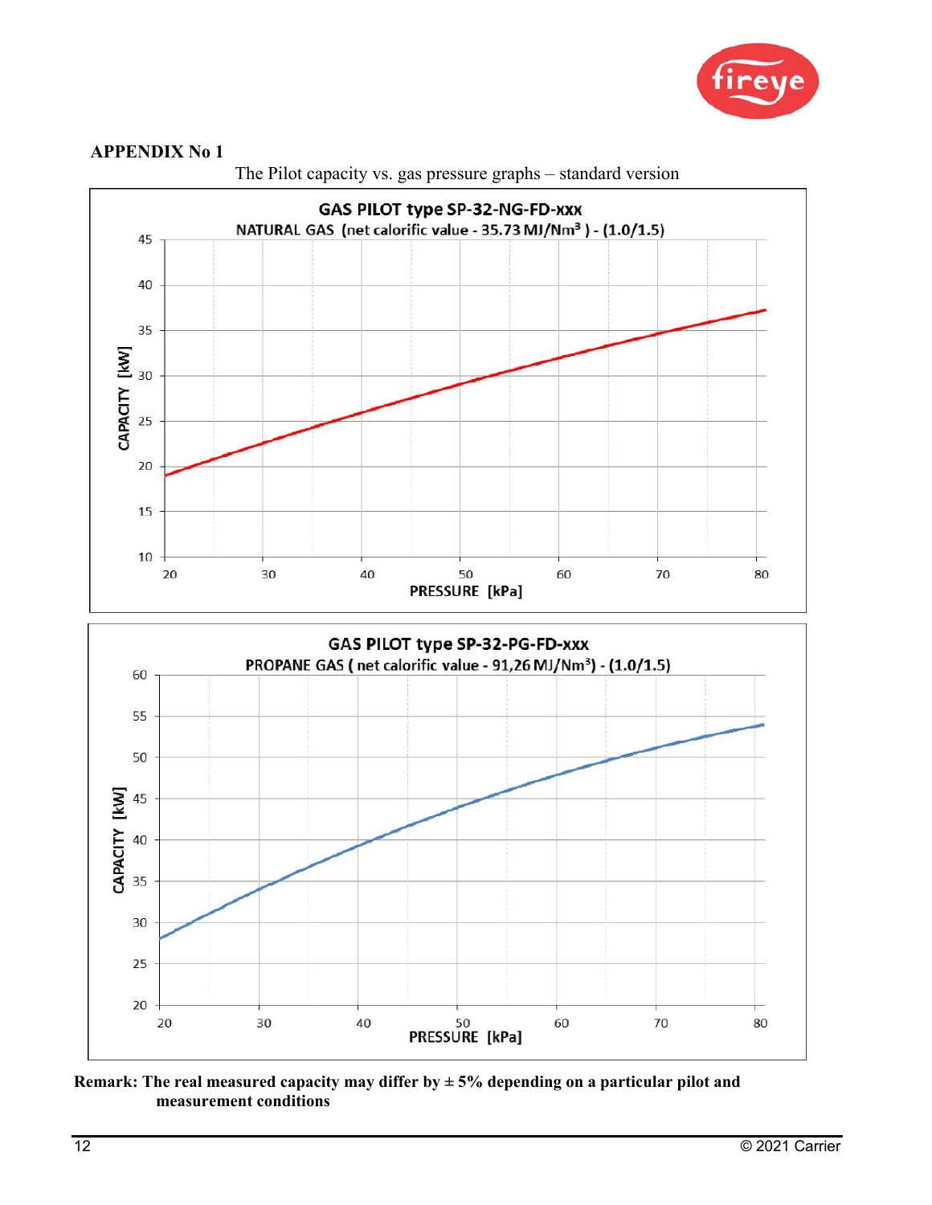**APPENDIX No 1**

The Pilot capacity vs. gas pressure graphs – standard version

**GAS PILOT type SP-32-NG-FD-xxx**
NATURAL GAS (net calorific value - 35.73 MJ/Nm³) - (1.0/1.5)

CAPACITY [kW] (10–45) vs. PRESSURE [kPa] (20–80)

**GAS PILOT type SP-32-PG-FD-xxx**
PROPANE GAS ( net calorific value - 91,26 MJ/Nm³) - (1.0/1.5)

CAPACITY [kW] (20–60) vs. PRESSURE [kPa] (20–80)

**Remark: The real measured capacity may differ by ± 5% depending on a particular pilot and measurement conditions**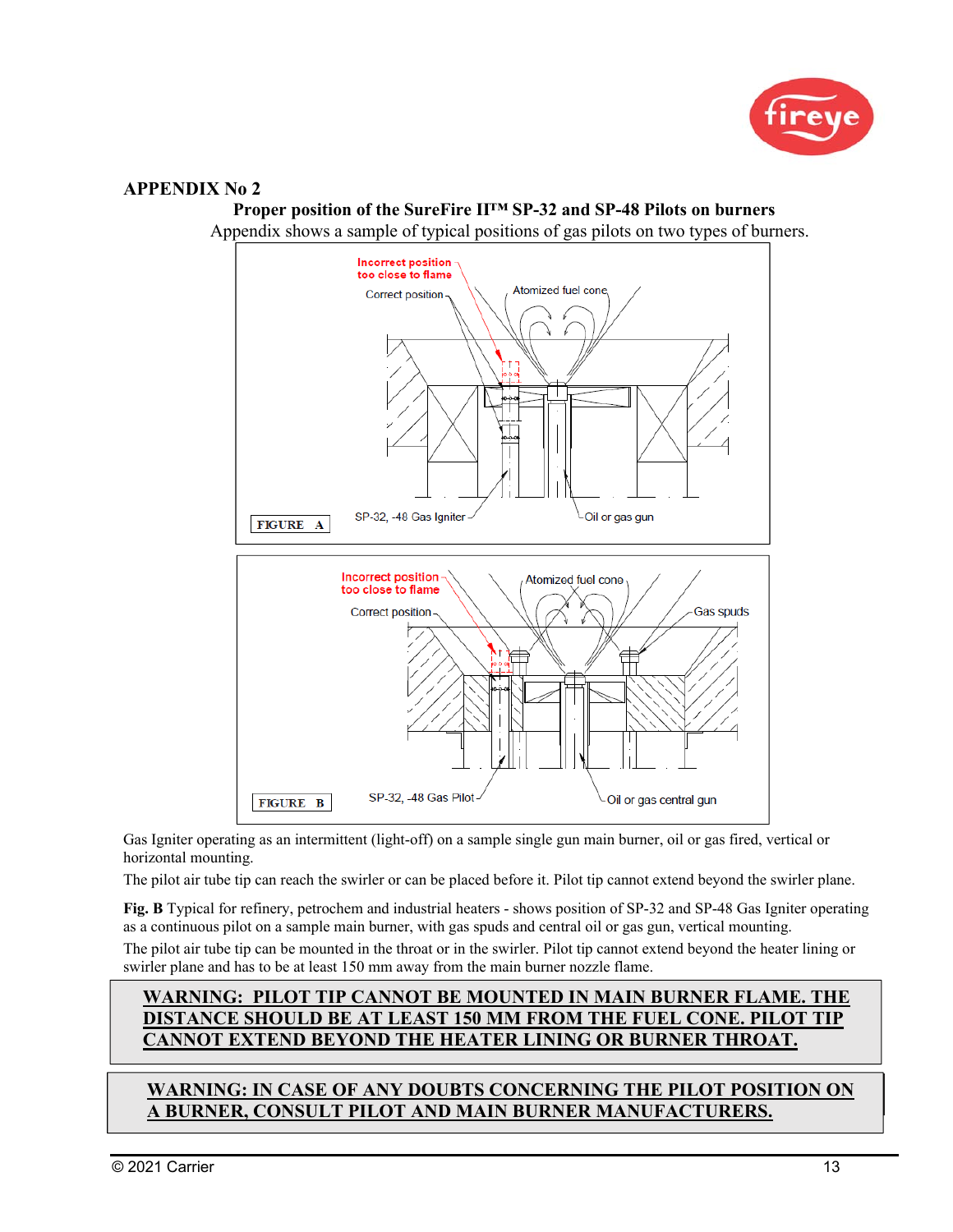## APPENDIX No 2

### Proper position of the SureFire II™ SP-32 and SP-48 Pilots on burners

Appendix shows a sample of typical positions of gas pilots on two types of burners.

Incorrect position too close to flame

Correct position

Atomized fuel cone

SP-32, -48 Gas Igniter

Oil or gas gun

FIGURE A

Incorrect position too close to flame

Correct position

Atomized fuel cone

Gas spuds

SP-32, -48 Gas Pilot

Oil or gas central gun

FIGURE B

Gas Igniter operating as an intermittent (light-off) on a sample single gun main burner, oil or gas fired, vertical or horizontal mounting.

The pilot air tube tip can reach the swirler or can be placed before it. Pilot tip cannot extend beyond the swirler plane.

**Fig. B** Typical for refinery, petrochem and industrial heaters - shows position of SP-32 and SP-48 Gas Igniter operating as a continuous pilot on a sample main burner, with gas spuds and central oil or gas gun, vertical mounting.

The pilot air tube tip can be mounted in the throat or in the swirler. Pilot tip cannot extend beyond the heater lining or swirler plane and has to be at least 150 mm away from the main burner nozzle flame.

**WARNING: PILOT TIP CANNOT BE MOUNTED IN MAIN BURNER FLAME. THE DISTANCE SHOULD BE AT LEAST 150 MM FROM THE FUEL CONE. PILOT TIP CANNOT EXTEND BEYOND THE HEATER LINING OR BURNER THROAT.**

**WARNING: IN CASE OF ANY DOUBTS CONCERNING THE PILOT POSITION ON A BURNER, CONSULT PILOT AND MAIN BURNER MANUFACTURERS.**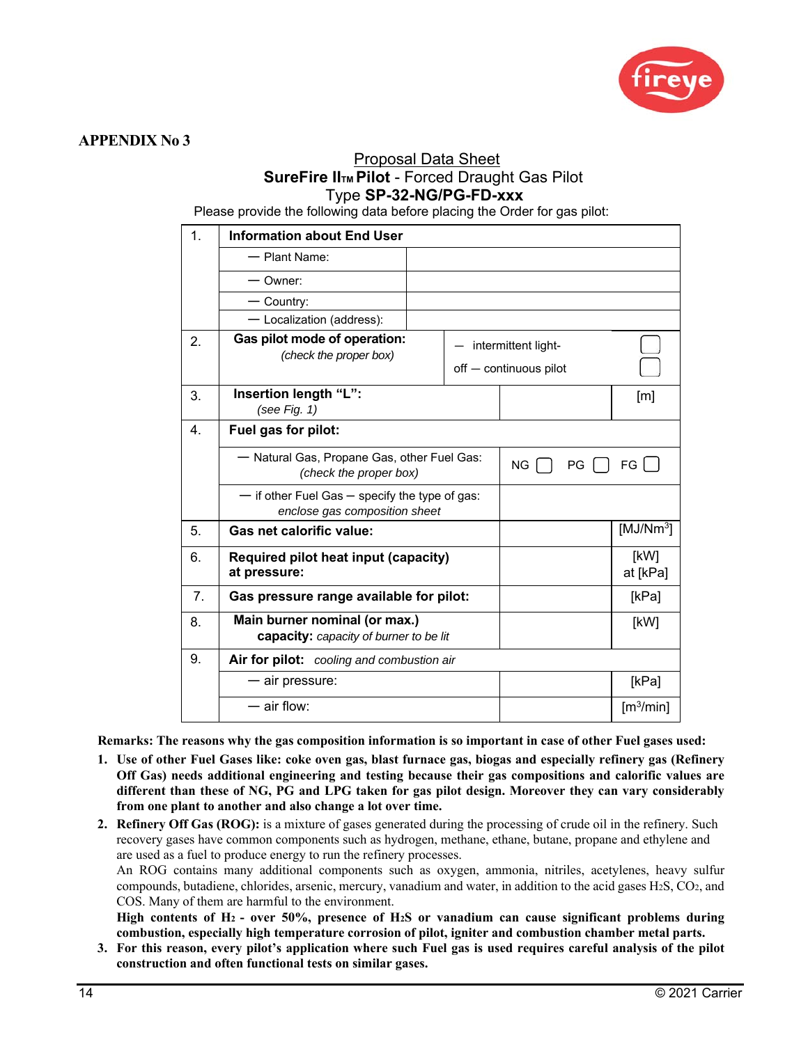**APPENDIX No 3**

<u>Proposal Data Sheet</u>

**SureFire II$_{TM}$ Pilot** - Forced Draught Gas Pilot

Type **SP-32-NG/PG-FD-xxx**

Please provide the following data before placing the Order for gas pilot:

| | | | |
|---|---|---|---|
| 1. | **Information about End User** | | |
| | — Plant Name: | | |
| | — Owner: | | |
| | — Country: | | |
| | — Localization (address): | | |
| 2. | **Gas pilot mode of operation:** *(check the proper box)* | — intermittent light-off — continuous pilot | ☐ ☐ |
| 3. | **Insertion length "L":** *(see Fig. 1)* | | [m] |
| 4. | **Fuel gas for pilot:** | | |
| | — Natural Gas, Propane Gas, other Fuel Gas: *(check the proper box)* | NG ☐ PG ☐ FG ☐ | |
| | — if other Fuel Gas – specify the type of gas: *enclose gas composition sheet* | | |
| 5. | **Gas net calorific value:** | | [MJ/Nm$^3$] |
| 6. | **Required pilot heat input (capacity) at pressure:** | | [kW] at [kPa] |
| 7. | **Gas pressure range available for pilot:** | | [kPa] |
| 8. | **Main burner nominal (or max.) capacity:** *capacity of burner to be lit* | | [kW] |
| 9. | **Air for pilot:** *cooling and combustion air* | | |
| | — air pressure: | | [kPa] |
| | — air flow: | | [m$^3$/min] |

**Remarks: The reasons why the gas composition information is so important in case of other Fuel gases used:**

1. **Use of other Fuel Gases like: coke oven gas, blast furnace gas, biogas and especially refinery gas (Refinery Off Gas) needs additional engineering and testing because their gas compositions and calorific values are different than these of NG, PG and LPG taken for gas pilot design. Moreover they can vary considerably from one plant to another and also change a lot over time.**
2. **Refinery Off Gas (ROG):** is a mixture of gases generated during the processing of crude oil in the refinery. Such recovery gases have common components such as hydrogen, methane, ethane, butane, propane and ethylene and are used as a fuel to produce energy to run the refinery processes.
   An ROG contains many additional components such as oxygen, ammonia, nitriles, acetylenes, heavy sulfur compounds, butadiene, chlorides, arsenic, mercury, vanadium and water, in addition to the acid gases $H_2S$, $CO_2$, and COS. Many of them are harmful to the environment.
   **High contents of $H_2$ - over 50%, presence of $H_2S$ or vanadium can cause significant problems during combustion, especially high temperature corrosion of pilot, igniter and combustion chamber metal parts.**
3. **For this reason, every pilot's application where such Fuel gas is used requires careful analysis of the pilot construction and often functional tests on similar gases.**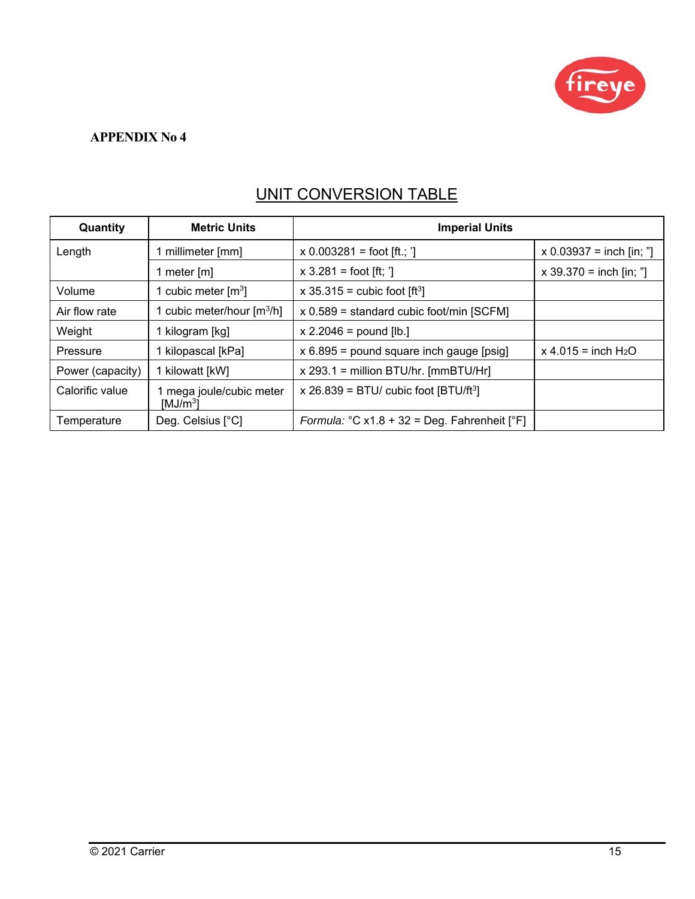**APPENDIX No 4**

## UNIT CONVERSION TABLE

| Quantity | Metric Units | Imperial Units | |
|---|---|---|---|
| Length | 1 millimeter [mm] | x 0.003281 = foot [ft.; '] | x 0.03937 = inch [in; "] |
| | 1 meter [m] | x 3.281 = foot [ft; '] | x 39.370 = inch [in; "] |
| Volume | 1 cubic meter [$m^3$] | x 35.315 = cubic foot [$ft^3$] | |
| Air flow rate | 1 cubic meter/hour [$m^3/h$] | x 0.589 = standard cubic foot/min [SCFM] | |
| Weight | 1 kilogram [kg] | x 2.2046 = pound [lb.] | |
| Pressure | 1 kilopascal [kPa] | x 6.895 = pound square inch gauge [psig] | x 4.015 = inch $H_2O$ |
| Power (capacity) | 1 kilowatt [kW] | x 293.1 = million BTU/hr. [mmBTU/Hr] | |
| Calorific value | 1 mega joule/cubic meter [$MJ/m^3$] | x 26.839 = BTU/ cubic foot [$BTU/ft^3$] | |
| Temperature | Deg. Celsius [°C] | *Formula:* °C x1.8 + 32 = Deg. Fahrenheit [°F] | |

© 2021 Carrier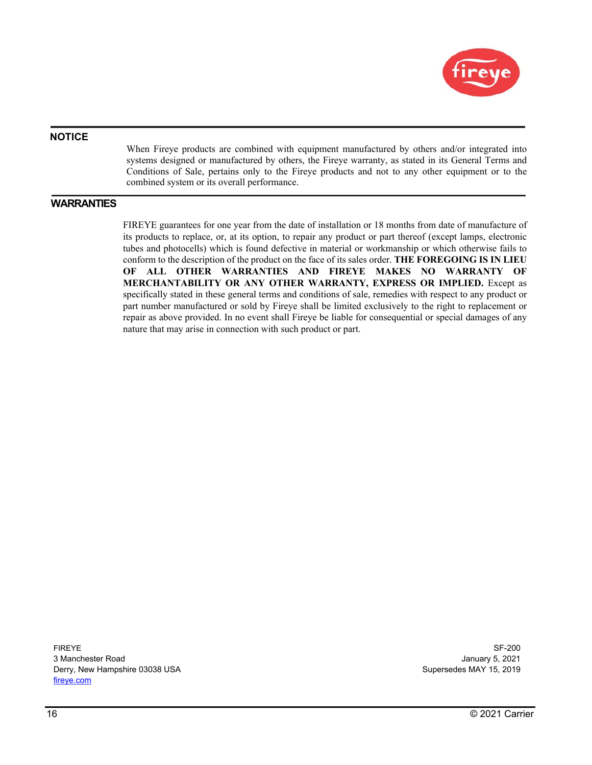## NOTICE

When Fireye products are combined with equipment manufactured by others and/or integrated into systems designed or manufactured by others, the Fireye warranty, as stated in its General Terms and Conditions of Sale, pertains only to the Fireye products and not to any other equipment or to the combined system or its overall performance.

## WARRANTIES

FIREYE guarantees for one year from the date of installation or 18 months from date of manufacture of its products to replace, or, at its option, to repair any product or part thereof (except lamps, electronic tubes and photocells) which is found defective in material or workmanship or which otherwise fails to conform to the description of the product on the face of its sales order. **THE FOREGOING IS IN LIEU OF ALL OTHER WARRANTIES AND FIREYE MAKES NO WARRANTY OF MERCHANTABILITY OR ANY OTHER WARRANTY, EXPRESS OR IMPLIED.** Except as specifically stated in these general terms and conditions of sale, remedies with respect to any product or part number manufactured or sold by Fireye shall be limited exclusively to the right to replacement or repair as above provided. In no event shall Fireye be liable for consequential or special damages of any nature that may arise in connection with such product or part.

FIREYE
3 Manchester Road
Derry, New Hampshire 03038 USA
fireye.com

SF-200
January 5, 2021
Supersedes MAY 15, 2019

© 2021 Carrier